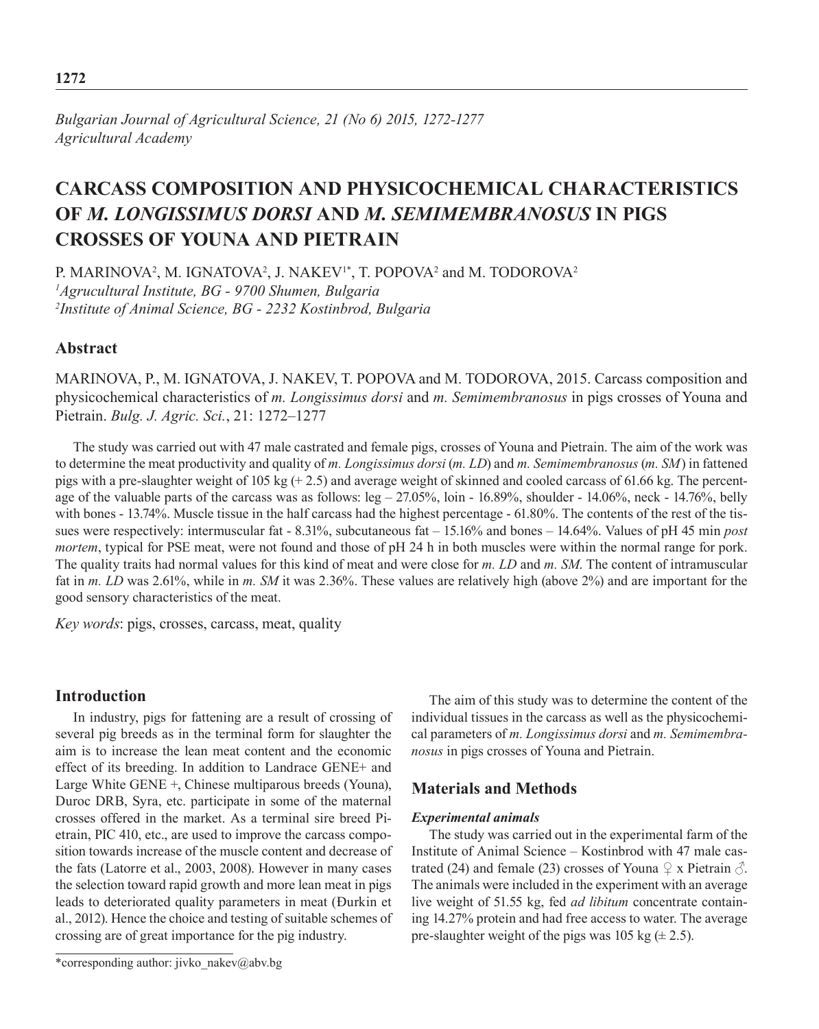*Bulgarian Journal of Agricultural Science, 21 (No 6) 2015, 1272-1277*
*Agricultural Academy*

# CARCASS COMPOSITION AND PHYSICOCHEMICAL CHARACTERISTICS OF *M. LONGISSIMUS DORSI* AND *M. SEMIMEMBRANOSUS* IN PIGS CROSSES OF YOUNA AND PIETRAIN

P. MARINOVA[2], M. IGNATOVA[2], J. NAKEV[1*], T. POPOVA[2] and M. TODOROVA[2]

[1]*Agrucultural Institute, BG - 9700 Shumen, Bulgaria*
[2]*Institute of Animal Science, BG - 2232 Kostinbrod, Bulgaria*

## Abstract

MARINOVA, P., M. IGNATOVA, J. NAKEV, T. POPOVA and M. TODOROVA, 2015. Carcass composition and physicochemical characteristics of *m. Longissimus dorsi* and *m. Semimembranosus* in pigs crosses of Youna and Pietrain. *Bulg. J. Agric. Sci.*, 21: 1272–1277

The study was carried out with 47 male castrated and female pigs, crosses of Youna and Pietrain. The aim of the work was to determine the meat productivity and quality of *m. Longissimus dorsi* (*m. LD*) and *m. Semimembranosus* (*m. SM*) in fattened pigs with a pre-slaughter weight of 105 kg (+ 2.5) and average weight of skinned and cooled carcass of 61.66 kg. The percentage of the valuable parts of the carcass was as follows: leg – 27.05%, loin - 16.89%, shoulder - 14.06%, neck - 14.76%, belly with bones - 13.74%. Muscle tissue in the half carcass had the highest percentage - 61.80%. The contents of the rest of the tissues were respectively: intermuscular fat - 8.31%, subcutaneous fat – 15.16% and bones – 14.64%. Values of pH 45 min *post mortem*, typical for PSE meat, were not found and those of pH 24 h in both muscles were within the normal range for pork. The quality traits had normal values for this kind of meat and were close for *m. LD* and *m. SM*. The content of intramuscular fat in *m. LD* was 2.61%, while in *m. SM* it was 2.36%. These values are relatively high (above 2%) and are important for the good sensory characteristics of the meat.

*Key words*: pigs, crosses, carcass, meat, quality

## Introduction

In industry, pigs for fattening are a result of crossing of several pig breeds as in the terminal form for slaughter the aim is to increase the lean meat content and the economic effect of its breeding. In addition to Landrace GENE+ and Large White GENE +, Chinese multiparous breeds (Youna), Duroc DRB, Syra, etc. participate in some of the maternal crosses offered in the market. As a terminal sire breed Pietrain, PIC 410, etc., are used to improve the carcass composition towards increase of the muscle content and decrease of the fats (Latorre et al., 2003, 2008). However in many cases the selection toward rapid growth and more lean meat in pigs leads to deteriorated quality parameters in meat (Đurkin et al., 2012). Hence the choice and testing of suitable schemes of crossing are of great importance for the pig industry.

The aim of this study was to determine the content of the individual tissues in the carcass as well as the physicochemical parameters of *m. Longissimus dorsi* and *m. Semimembranosus* in pigs crosses of Youna and Pietrain.

## Materials and Methods

### *Experimental animals*

The study was carried out in the experimental farm of the Institute of Animal Science – Kostinbrod with 47 male castrated (24) and female (23) crosses of Youna ♀ x Pietrain ♂. The animals were included in the experiment with an average live weight of 51.55 kg, fed *ad libitum* concentrate containing 14.27% protein and had free access to water. The average pre-slaughter weight of the pigs was 105 kg (± 2.5).

*corresponding author: jivko_nakev@abv.bg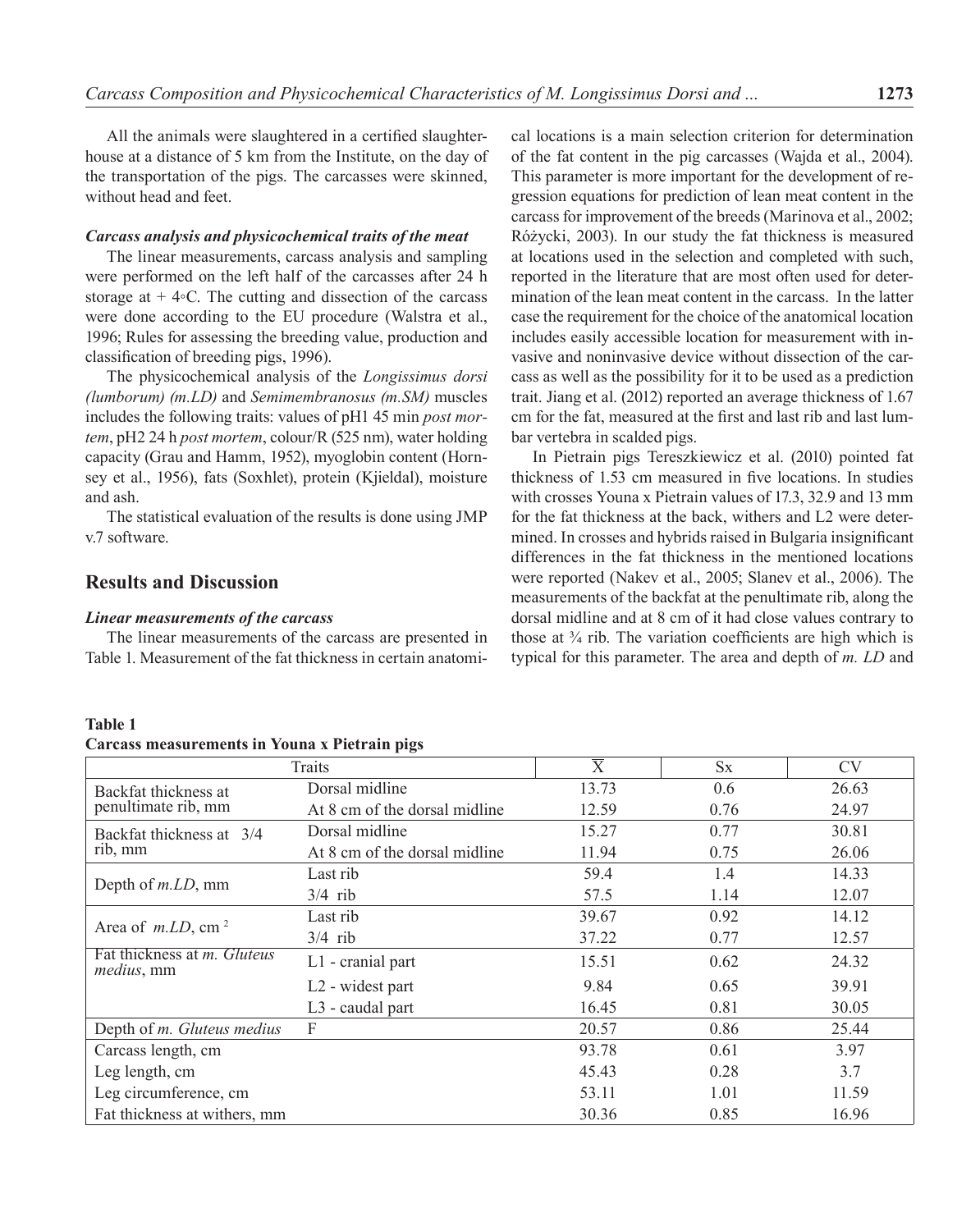All the animals were slaughtered in a certified slaughterhouse at a distance of 5 km from the Institute, on the day of the transportation of the pigs. The carcasses were skinned, without head and feet.

### *Carcass analysis and physicochemical traits of the meat*

The linear measurements, carcass analysis and sampling were performed on the left half of the carcasses after 24 h storage at + 4◦C. The cutting and dissection of the carcass were done according to the EU procedure (Walstra et al., 1996; Rules for assessing the breeding value, production and classification of breeding pigs, 1996).

The physicochemical analysis of the *Longissimus dorsi (lumborum) (m.LD)* and *Semimembranosus (m.SM)* muscles includes the following traits: values of pH1 45 min *post mortem*, pH2 24 h *post mortem*, colour/R (525 nm), water holding capacity (Grau and Hamm, 1952), myoglobin content (Hornsey et al., 1956), fats (Soxhlet), protein (Kjieldal), moisture and ash.

The statistical evaluation of the results is done using JMP v.7 software.

## Results and Discussion

### *Linear measurements of the carcass*

The linear measurements of the carcass are presented in Table 1. Measurement of the fat thickness in certain anatomical locations is a main selection criterion for determination of the fat content in the pig carcasses (Wajda et al., 2004). This parameter is more important for the development of regression equations for prediction of lean meat content in the carcass for improvement of the breeds (Marinova et al., 2002; Różycki, 2003). In our study the fat thickness is measured at locations used in the selection and completed with such, reported in the literature that are most often used for determination of the lean meat content in the carcass. In the latter case the requirement for the choice of the anatomical location includes easily accessible location for measurement with invasive and noninvasive device without dissection of the carcass as well as the possibility for it to be used as a prediction trait. Jiang et al. (2012) reported an average thickness of 1.67 cm for the fat, measured at the first and last rib and last lumbar vertebra in scalded pigs.

In Pietrain pigs Tereszkiewicz et al. (2010) pointed fat thickness of 1.53 cm measured in five locations. In studies with crosses Youna x Pietrain values of 17.3, 32.9 and 13 mm for the fat thickness at the back, withers and L2 were determined. In crosses and hybrids raised in Bulgaria insignificant differences in the fat thickness in the mentioned locations were reported (Nakev et al., 2005; Slanev et al., 2006). The measurements of the backfat at the penultimate rib, along the dorsal midline and at 8 cm of it had close values contrary to those at ¾ rib. The variation coefficients are high which is typical for this parameter. The area and depth of *m. LD* and

**Table 1**
**Carcass measurements in Youna x Pietrain pigs**

| Traits | | $\overline{X}$ | Sx | CV |
|---|---|---|---|---|
| Backfat thickness at penultimate rib, mm | Dorsal midline | 13.73 | 0.6 | 26.63 |
| | At 8 cm of the dorsal midline | 12.59 | 0.76 | 24.97 |
| Backfat thickness at 3/4 rib, mm | Dorsal midline | 15.27 | 0.77 | 30.81 |
| | At 8 cm of the dorsal midline | 11.94 | 0.75 | 26.06 |
| Depth of *m.LD*, mm | Last rib | 59.4 | 1.4 | 14.33 |
| | 3/4 rib | 57.5 | 1.14 | 12.07 |
| Area of *m.LD*, cm $^2$ | Last rib | 39.67 | 0.92 | 14.12 |
| | 3/4 rib | 37.22 | 0.77 | 12.57 |
| Fat thickness at *m. Gluteus medius*, mm | L1 - cranial part | 15.51 | 0.62 | 24.32 |
| | L2 - widest part | 9.84 | 0.65 | 39.91 |
| | L3 - caudal part | 16.45 | 0.81 | 30.05 |
| Depth of *m. Gluteus medius* | F | 20.57 | 0.86 | 25.44 |
| Carcass length, cm | | 93.78 | 0.61 | 3.97 |
| Leg length, cm | | 45.43 | 0.28 | 3.7 |
| Leg circumference, cm | | 53.11 | 1.01 | 11.59 |
| Fat thickness at withers, mm | | 30.36 | 0.85 | 16.96 |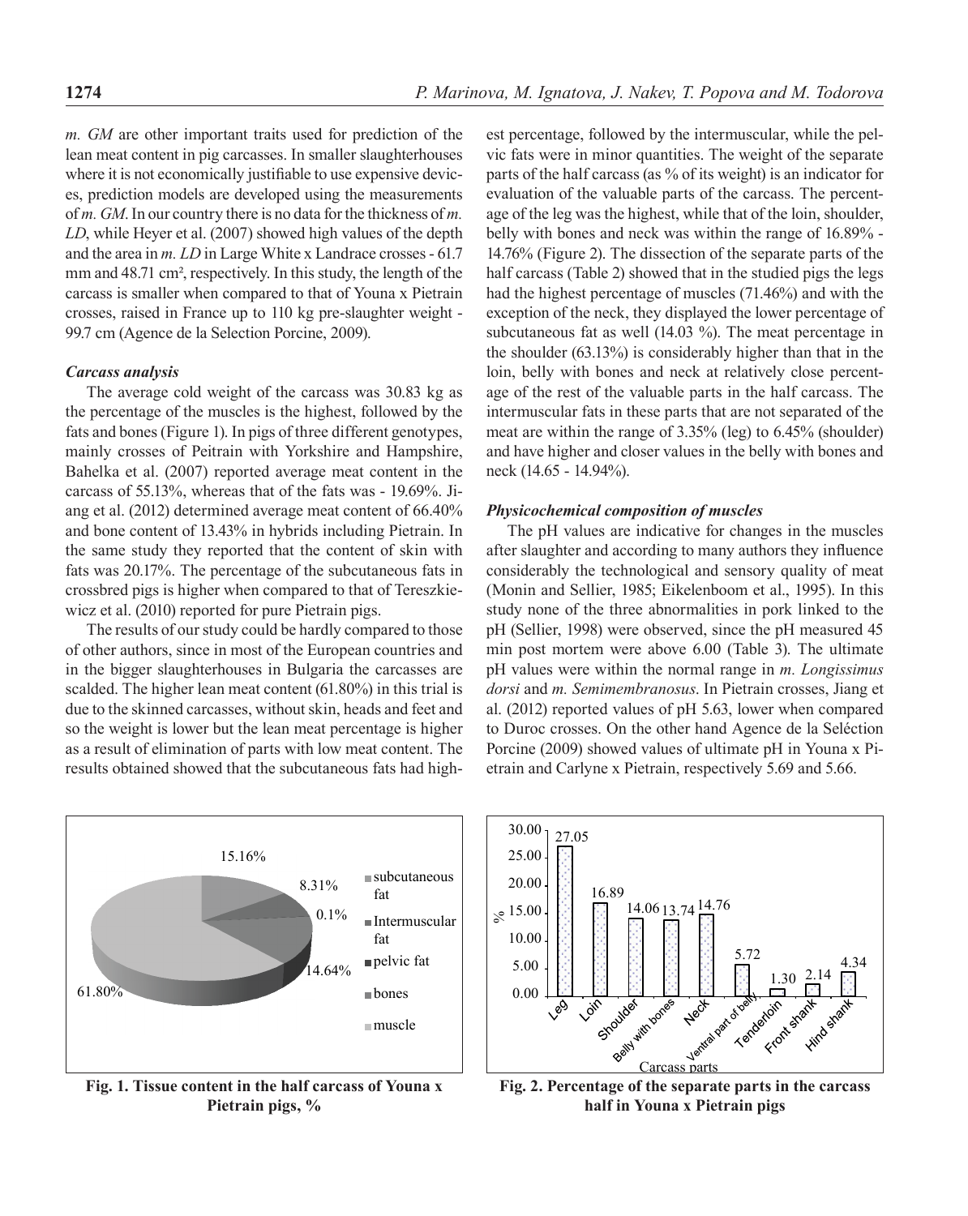*m. GM* are other important traits used for prediction of the lean meat content in pig carcasses. In smaller slaughterhouses where it is not economically justifiable to use expensive devices, prediction models are developed using the measurements of *m. GM*. In our country there is no data for the thickness of *m. LD*, while Heyer et al. (2007) showed high values of the depth and the area in *m. LD* in Large White x Landrace crosses - 61.7 mm and 48.71 cm², respectively. In this study, the length of the carcass is smaller when compared to that of Youna x Pietrain crosses, raised in France up to 110 kg pre-slaughter weight - 99.7 cm (Agence de la Selection Porcine, 2009).

### *Carcass analysis*

The average cold weight of the carcass was 30.83 kg as the percentage of the muscles is the highest, followed by the fats and bones (Figure 1). In pigs of three different genotypes, mainly crosses of Peitrain with Yorkshire and Hampshire, Bahelka et al. (2007) reported average meat content in the carcass of 55.13%, whereas that of the fats was - 19.69%. Jiang et al. (2012) determined average meat content of 66.40% and bone content of 13.43% in hybrids including Pietrain. In the same study they reported that the content of skin with fats was 20.17%. The percentage of the subcutaneous fats in crossbred pigs is higher when compared to that of Tereszkiewicz et al. (2010) reported for pure Pietrain pigs.

The results of our study could be hardly compared to those of other authors, since in most of the European countries and in the bigger slaughterhouses in Bulgaria the carcasses are scalded. The higher lean meat content (61.80%) in this trial is due to the skinned carcasses, without skin, heads and feet and so the weight is lower but the lean meat percentage is higher as a result of elimination of parts with low meat content. The results obtained showed that the subcutaneous fats had highest percentage, followed by the intermuscular, while the pelvic fats were in minor quantities. The weight of the separate parts of the half carcass (as % of its weight) is an indicator for evaluation of the valuable parts of the carcass. The percentage of the leg was the highest, while that of the loin, shoulder, belly with bones and neck was within the range of 16.89% - 14.76% (Figure 2). The dissection of the separate parts of the half carcass (Table 2) showed that in the studied pigs the legs had the highest percentage of muscles (71.46%) and with the exception of the neck, they displayed the lower percentage of subcutaneous fat as well (14.03 %). The meat percentage in the shoulder (63.13%) is considerably higher than that in the loin, belly with bones and neck at relatively close percentage of the rest of the valuable parts in the half carcass. The intermuscular fats in these parts that are not separated of the meat are within the range of 3.35% (leg) to 6.45% (shoulder) and have higher and closer values in the belly with bones and neck (14.65 - 14.94%).

### *Physicochemical composition of muscles*

The pH values are indicative for changes in the muscles after slaughter and according to many authors they influence considerably the technological and sensory quality of meat (Monin and Sellier, 1985; Eikelenboom et al., 1995). In this study none of the three abnormalities in pork linked to the pH (Sellier, 1998) were observed, since the pH measured 45 min post mortem were above 6.00 (Table 3). The ultimate pH values were within the normal range in *m. Longissimus dorsi* and *m. Semimembranosus*. In Pietrain crosses, Jiang et al. (2012) reported values of pH 5.63, lower when compared to Duroc crosses. On the other hand Agence de la Seléction Porcine (2009) showed values of ultimate pH in Youna x Pietrain and Carlyne x Pietrain, respectively 5.69 and 5.66.

**Fig. 1. Tissue content in the half carcass of Youna x Pietrain pigs, %**

**Fig. 2. Percentage of the separate parts in the carcass half in Youna x Pietrain pigs**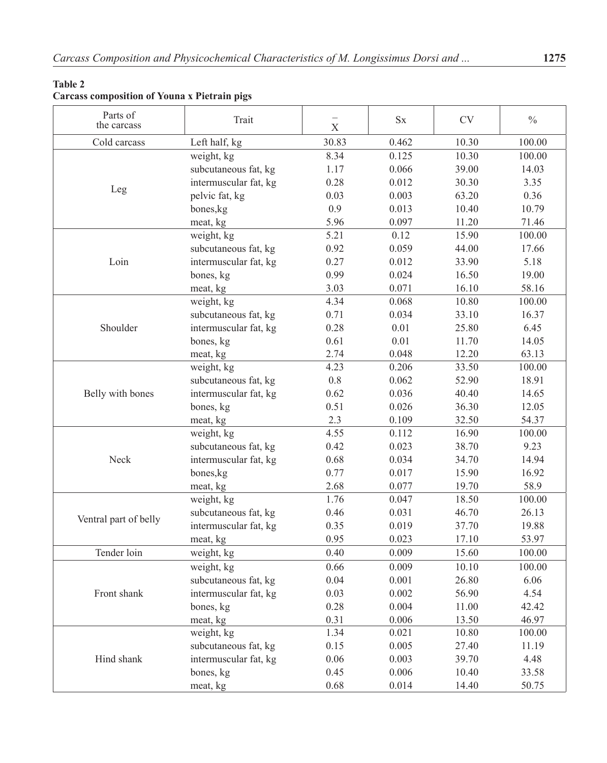**Table 2**
**Carcass composition of Youna x Pietrain pigs**

| Parts of the carcass | Trait | $\bar{X}$ | Sx | CV | % |
|---|---|---|---|---|---|
| Cold carcass | Left half, kg | 30.83 | 0.462 | 10.30 | 100.00 |
| Leg | weight, kg | 8.34 | 0.125 | 10.30 | 100.00 |
| | subcutaneous fat, kg | 1.17 | 0.066 | 39.00 | 14.03 |
| | intermuscular fat, kg | 0.28 | 0.012 | 30.30 | 3.35 |
| | pelvic fat, kg | 0.03 | 0.003 | 63.20 | 0.36 |
| | bones,kg | 0.9 | 0.013 | 10.40 | 10.79 |
| | meat, kg | 5.96 | 0.097 | 11.20 | 71.46 |
| Loin | weight, kg | 5.21 | 0.12 | 15.90 | 100.00 |
| | subcutaneous fat, kg | 0.92 | 0.059 | 44.00 | 17.66 |
| | intermuscular fat, kg | 0.27 | 0.012 | 33.90 | 5.18 |
| | bones, kg | 0.99 | 0.024 | 16.50 | 19.00 |
| | meat, kg | 3.03 | 0.071 | 16.10 | 58.16 |
| Shoulder | weight, kg | 4.34 | 0.068 | 10.80 | 100.00 |
| | subcutaneous fat, kg | 0.71 | 0.034 | 33.10 | 16.37 |
| | intermuscular fat, kg | 0.28 | 0.01 | 25.80 | 6.45 |
| | bones, kg | 0.61 | 0.01 | 11.70 | 14.05 |
| | meat, kg | 2.74 | 0.048 | 12.20 | 63.13 |
| Belly with bones | weight, kg | 4.23 | 0.206 | 33.50 | 100.00 |
| | subcutaneous fat, kg | 0.8 | 0.062 | 52.90 | 18.91 |
| | intermuscular fat, kg | 0.62 | 0.036 | 40.40 | 14.65 |
| | bones, kg | 0.51 | 0.026 | 36.30 | 12.05 |
| | meat, kg | 2.3 | 0.109 | 32.50 | 54.37 |
| Neck | weight, kg | 4.55 | 0.112 | 16.90 | 100.00 |
| | subcutaneous fat, kg | 0.42 | 0.023 | 38.70 | 9.23 |
| | intermuscular fat, kg | 0.68 | 0.034 | 34.70 | 14.94 |
| | bones,kg | 0.77 | 0.017 | 15.90 | 16.92 |
| | meat, kg | 2.68 | 0.077 | 19.70 | 58.9 |
| Ventral part of belly | weight, kg | 1.76 | 0.047 | 18.50 | 100.00 |
| | subcutaneous fat, kg | 0.46 | 0.031 | 46.70 | 26.13 |
| | intermuscular fat, kg | 0.35 | 0.019 | 37.70 | 19.88 |
| | meat, kg | 0.95 | 0.023 | 17.10 | 53.97 |
| Tender loin | weight, kg | 0.40 | 0.009 | 15.60 | 100.00 |
| Front shank | weight, kg | 0.66 | 0.009 | 10.10 | 100.00 |
| | subcutaneous fat, kg | 0.04 | 0.001 | 26.80 | 6.06 |
| | intermuscular fat, kg | 0.03 | 0.002 | 56.90 | 4.54 |
| | bones, kg | 0.28 | 0.004 | 11.00 | 42.42 |
| | meat, kg | 0.31 | 0.006 | 13.50 | 46.97 |
| Hind shank | weight, kg | 1.34 | 0.021 | 10.80 | 100.00 |
| | subcutaneous fat, kg | 0.15 | 0.005 | 27.40 | 11.19 |
| | intermuscular fat, kg | 0.06 | 0.003 | 39.70 | 4.48 |
| | bones, kg | 0.45 | 0.006 | 10.40 | 33.58 |
| | meat, kg | 0.68 | 0.014 | 14.40 | 50.75 |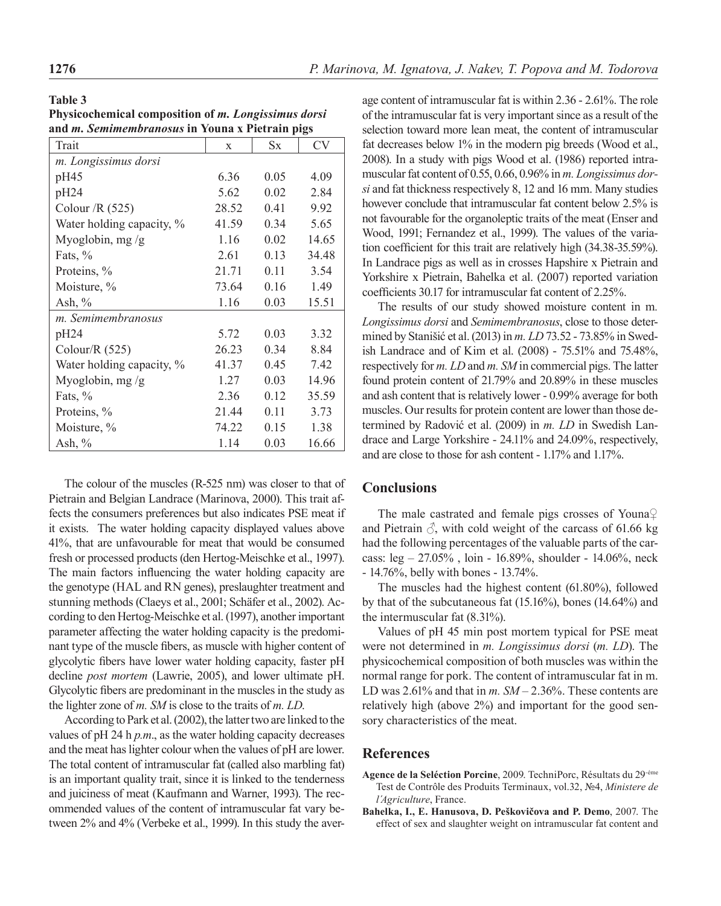**Table 3**
**Physicochemical composition of *m. Longissimus dorsi* and *m. Semimembranosus* in Youna x Pietrain pigs**

| Trait | x | Sx | CV |
|---|---|---|---|
| *m. Longissimus dorsi* | | | |
| pH45 | 6.36 | 0.05 | 4.09 |
| pH24 | 5.62 | 0.02 | 2.84 |
| Colour /R (525) | 28.52 | 0.41 | 9.92 |
| Water holding capacity, % | 41.59 | 0.34 | 5.65 |
| Myoglobin, mg /g | 1.16 | 0.02 | 14.65 |
| Fats, % | 2.61 | 0.13 | 34.48 |
| Proteins, % | 21.71 | 0.11 | 3.54 |
| Moisture, % | 73.64 | 0.16 | 1.49 |
| Ash, % | 1.16 | 0.03 | 15.51 |
| *m. Semimembranosus* | | | |
| pH24 | 5.72 | 0.03 | 3.32 |
| Colour/R (525) | 26.23 | 0.34 | 8.84 |
| Water holding capacity, % | 41.37 | 0.45 | 7.42 |
| Myoglobin, mg /g | 1.27 | 0.03 | 14.96 |
| Fats, % | 2.36 | 0.12 | 35.59 |
| Proteins, % | 21.44 | 0.11 | 3.73 |
| Moisture, % | 74.22 | 0.15 | 1.38 |
| Ash, % | 1.14 | 0.03 | 16.66 |

The colour of the muscles (R-525 nm) was closer to that of Pietrain and Belgian Landrace (Marinova, 2000). This trait affects the consumers preferences but also indicates PSE meat if it exists. The water holding capacity displayed values above 41%, that are unfavourable for meat that would be consumed fresh or processed products (den Hertog-Meischke et al., 1997). The main factors influencing the water holding capacity are the genotype (HAL and RN genes), preslaughter treatment and stunning methods (Claeys et al., 2001; Schäfer et al., 2002). According to den Hertog-Meischke et al. (1997), another important parameter affecting the water holding capacity is the predominant type of the muscle fibers, as muscle with higher content of glycolytic fibers have lower water holding capacity, faster pH decline *post mortem* (Lawrie, 2005), and lower ultimate pH. Glycolytic fibers are predominant in the muscles in the study as the lighter zone of *m. SM* is close to the traits of *m. LD.*

According to Park et al. (2002), the latter two are linked to the values of pH 24 h *p.m*., as the water holding capacity decreases and the meat has lighter colour when the values of pH are lower. The total content of intramuscular fat (called also marbling fat) is an important quality trait, since it is linked to the tenderness and juiciness of meat (Kaufmann and Warner, 1993). The recommended values of the content of intramuscular fat vary between 2% and 4% (Verbeke et al., 1999). In this study the average content of intramuscular fat is within 2.36 - 2.61%. The role of the intramuscular fat is very important since as a result of the selection toward more lean meat, the content of intramuscular fat decreases below 1% in the modern pig breeds (Wood et al., 2008). In a study with pigs Wood et al. (1986) reported intramuscular fat content of 0.55, 0.66, 0.96% in *m. Longissimus dorsi* and fat thickness respectively 8, 12 and 16 mm. Many studies however conclude that intramuscular fat content below 2.5% is not favourable for the organoleptic traits of the meat (Enser and Wood, 1991; Fernandez et al., 1999). The values of the variation coefficient for this trait are relatively high (34.38-35.59%). In Landrace pigs as well as in crosses Hapshire x Pietrain and Yorkshire x Pietrain, Bahelka et al. (2007) reported variation coefficients 30.17 for intramuscular fat content of 2.25%.

The results of our study showed moisture content in m*. Longissimus dorsi* and *Semimembranosus*, close to those determined by Stanišić et al. (2013) in *m. LD* 73.52 - 73.85% in Swedish Landrace and of Kim et al. (2008) - 75.51% and 75.48%, respectively for *m. LD* and *m. SM* in commercial pigs. The latter found protein content of 21.79% and 20.89% in these muscles and ash content that is relatively lower - 0.99% average for both muscles. Our results for protein content are lower than those determined by Radović et al. (2009) in *m. LD* in Swedish Landrace and Large Yorkshire - 24.11% and 24.09%, respectively, and are close to those for ash content - 1.17% and 1.17%.

## Conclusions

The male castrated and female pigs crosses of Youna♀ and Pietrain ♂, with cold weight of the carcass of 61.66 kg had the following percentages of the valuable parts of the carcass: leg – 27.05% , loin - 16.89%, shoulder - 14.06%, neck - 14.76%, belly with bones - 13.74%.

The muscles had the highest content (61.80%), followed by that of the subcutaneous fat (15.16%), bones (14.64%) and the intermuscular fat (8.31%).

Values of pH 45 min post mortem typical for PSE meat were not determined in *m. Longissimus dorsi* (*m. LD*). The physicochemical composition of both muscles was within the normal range for pork. The content of intramuscular fat in m. LD was 2.61% and that in *m. SM* – 2.36%. These contents are relatively high (above 2%) and important for the good sensory characteristics of the meat.

## References

**Agence de la Seléction Porcine**, 2009. TechniPorc, Résultats du 29-éme Test de Contrôle des Produits Terminaux, vol.32, №4, *Ministere de l'Agriculture*, France.

**Bahelka, I., E. Hanusova, D. Peškovičova and P. Demo**, 2007. The effect of sex and slaughter weight on intramuscular fat content and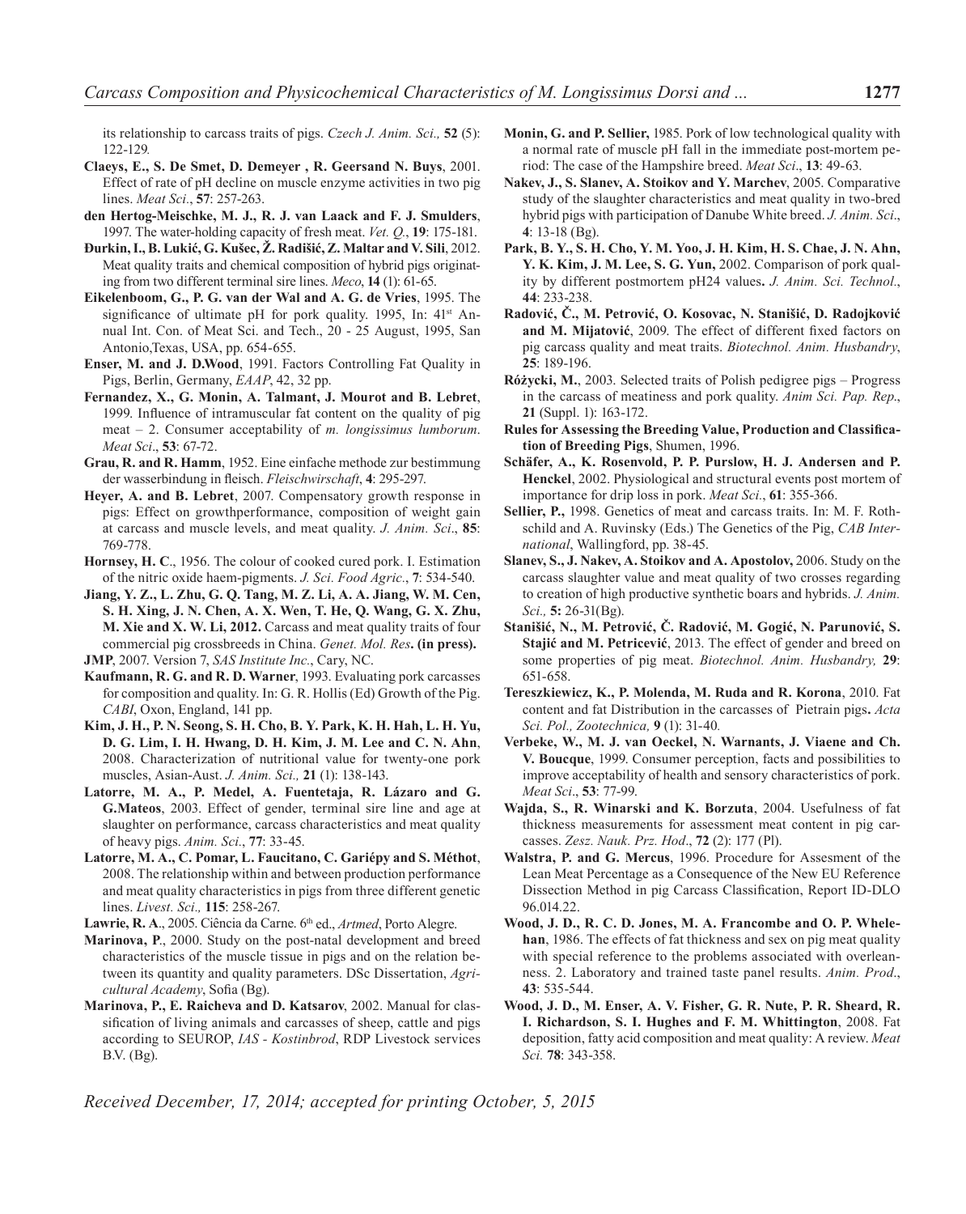its relationship to carcass traits of pigs. *Czech J. Anim. Sci.,* **52** (5): 122-129.

**Claeys, E., S. De Smet, D. Demeyer , R. Geersand N. Buys**, 2001. Effect of rate of pH decline on muscle enzyme activities in two pig lines. *Meat Sci*., **57**: 257-263.

**den Hertog-Meischke, M. J., R. J. van Laack and F. J. Smulders**, 1997. The water-holding capacity of fresh meat. *Vet. Q*., **19**: 175-181.

**Đurkin, I., B. Lukić, G. Kušec, Ž. Radišić, Z. Maltar and V. Sili**, 2012. Meat quality traits and chemical composition of hybrid pigs originating from two different terminal sire lines. *Meco*, **14** (1): 61-65.

**Eikelenboom, G., P. G. van der Wal and A. G. de Vries**, 1995. The significance of ultimate pH for pork quality. 1995, In: 41st Annual Int. Con. of Meat Sci. and Tech., 20 - 25 August, 1995, San Antonio,Texas, USA, pp. 654-655.

**Enser, M. and J. D.Wood**, 1991. Factors Controlling Fat Quality in Pigs, Berlin, Germany, *EAAP*, 42, 32 pp.

**Fernandez, X., G. Monin, A. Talmant, J. Mourot and B. Lebret**, 1999. Influence of intramuscular fat content on the quality of pig meat – 2. Consumer acceptability of *m. longissimus lumborum*. *Meat Sci*., **53**: 67-72.

**Grau, R. and R. Hamm**, 1952. Eine einfache methode zur bestimmung der wasserbindung in fleisch. *Fleischwirschaft*, **4**: 295-297.

**Heyer, A. and B. Lebret**, 2007. Compensatory growth response in pigs: Effect on growthperformance, composition of weight gain at carcass and muscle levels, and meat quality. *J. Anim. Sci*., **85**: 769-778.

**Hornsey, H. C**., 1956. The colour of cooked cured pork. I. Estimation of the nitric oxide haem-pigments. *J. Sci. Food Agric*., **7**: 534-540.

**Jiang, Y. Z., L. Zhu, G. Q. Tang, M. Z. Li, A. A. Jiang, W. M. Cen, S. H. Xing, J. N. Chen, A. X. Wen, T. He, Q. Wang, G. X. Zhu, M. Xie and X. W. Li, 2012.** Carcass and meat quality traits of four commercial pig crossbreeds in China. *Genet. Mol. Res***. (in press).**

**JMP**, 2007. Version 7, *SAS Institute Inc*., Cary, NC.

**Kaufmann, R. G. and R. D. Warner**, 1993. Evaluating pork carcasses for composition and quality. In: G. R. Hollis (Ed) Growth of the Pig. *CABI*, Oxon, England, 141 pp.

**Kim, J. H., P. N. Seong, S. H. Cho, B. Y. Park, K. H. Hah, L. H. Yu, D. G. Lim, I. H. Hwang, D. H. Kim, J. M. Lee and C. N. Ahn**, 2008. Characterization of nutritional value for twenty-one pork muscles, Asian-Aust. *J. Anim. Sci.,* **21** (1): 138-143.

**Latorre, M. A., P. Medel, A. Fuentetaja, R. Lázaro and G. G.Mateos**, 2003. Effect of gender, terminal sire line and age at slaughter on performance, carcass characteristics and meat quality of heavy pigs. *Anim. Sci*., **77**: 33-45.

**Latorre, M. A., C. Pomar, L. Faucitano, C. Gariépy and S. Méthot**, 2008. The relationship within and between production performance and meat quality characteristics in pigs from three different genetic lines. *Livest. Sci.,* **115**: 258-267.

**Lawrie, R. A**., 2005. Ciência da Carne. 6th ed., *Artmed*, Porto Alegre.

**Marinova, P**., 2000. Study on the post-natal development and breed characteristics of the muscle tissue in pigs and on the relation between its quantity and quality parameters. DSc Dissertation, *Agricultural Academy*, Sofia (Bg).

**Marinova, P., E. Raicheva and D. Katsarov**, 2002. Manual for classification of living animals and carcasses of sheep, cattle and pigs according to SEUROP, *IAS - Kostinbrod*, RDP Livestock services B.V. (Bg).

**Monin, G. and P. Sellier,** 1985. Pork of low technological quality with a normal rate of muscle pH fall in the immediate post-mortem period: The case of the Hampshire breed. *Meat Sci*., **13**: 49-63.

**Nakev, J., S. Slanev, A. Stoikov and Y. Marchev**, 2005. Comparative study of the slaughter characteristics and meat quality in two-bred hybrid pigs with participation of Danube White breed. *J. Anim. Sci*., **4**: 13-18 (Bg).

**Park, B. Y., S. H. Cho, Y. M. Yoo, J. H. Kim, H. S. Chae, J. N. Ahn, Y. K. Kim, J. M. Lee, S. G. Yun,** 2002. Comparison of pork quality by different postmortem pH24 values**.** *J. Anim. Sci. Technol*., **44**: 233-238.

**Radović, Č., M. Petrović, O. Kosovac, N. Stanišić, D. Radojković and M. Mijatović**, 2009. The effect of different fixed factors on pig carcass quality and meat traits. *Biotechnol. Anim. Husbandry*, **25**: 189-196.

**Różycki, M.**, 2003. Selected traits of Polish pedigree pigs – Progress in the carcass of meatiness and pork quality. *Anim Sci. Pap. Rep*., **21** (Suppl. 1): 163-172.

**Rules for Assessing the Breeding Value, Production and Classification of Breeding Pigs**, Shumen, 1996.

**Schäfer, A., K. Rosenvold, P. P. Purslow, H. J. Andersen and P. Henckel**, 2002. Physiological and structural events post mortem of importance for drip loss in pork. *Meat Sci*., **61**: 355-366.

**Sellier, P.,** 1998. Genetics of meat and carcass traits. In: M. F. Rothschild and A. Ruvinsky (Eds.) The Genetics of the Pig, *CAB International*, Wallingford, pp. 38-45.

**Slanev, S., J. Nakev, A. Stoikov and A. Apostolov,** 2006. Study on the carcass slaughter value and meat quality of two crosses regarding to creation of high productive synthetic boars and hybrids. *J. Anim. Sci.,* **5:** 26-31(Bg).

**Stanišić, N., M. Petrović, Č. Radović, M. Gogić, N. Parunović, S. Stajić and M. Petricević**, 2013. The effect of gender and breed on some properties of pig meat. *Biotechnol. Anim. Husbandry,* **29**: 651-658.

**Tereszkiewicz, K., P. Molenda, M. Ruda and R. Korona**, 2010. Fat content and fat Distribution in the carcasses of Pietrain pigs**.** *Acta Sci. Pol., Zootechnica,* **9** (1): 31-40*.*

**Verbeke, W., M. J. van Oeckel, N. Warnants, J. Viaene and Ch. V. Boucque**, 1999. Consumer perception, facts and possibilities to improve acceptability of health and sensory characteristics of pork. *Meat Sci*., **53**: 77-99.

**Wajda, S., R. Winarski and K. Borzuta**, 2004. Usefulness of fat thickness measurements for assessment meat content in pig carcasses. *Zesz. Nauk. Prz. Hod*., **72** (2): 177 (Pl).

**Walstra, P. and G. Mercus**, 1996. Procedure for Assesment of the Lean Meat Percentage as a Consequence of the New EU Reference Dissection Method in pig Carcass Classification, Report ID-DLO 96.014.22.

**Wood, J. D., R. C. D. Jones, M. A. Francombe and O. P. Whelehan**, 1986. The effects of fat thickness and sex on pig meat quality with special reference to the problems associated with overleanness. 2. Laboratory and trained taste panel results. *Anim. Prod*., **43**: 535-544.

**Wood, J. D., M. Enser, A. V. Fisher, G. R. Nute, P. R. Sheard, R. I. Richardson, S. I. Hughes and F. M. Whittington**, 2008. Fat deposition, fatty acid composition and meat quality: A review. *Meat Sci.* **78**: 343-358.

*Received December, 17, 2014; accepted for printing October, 5, 2015*